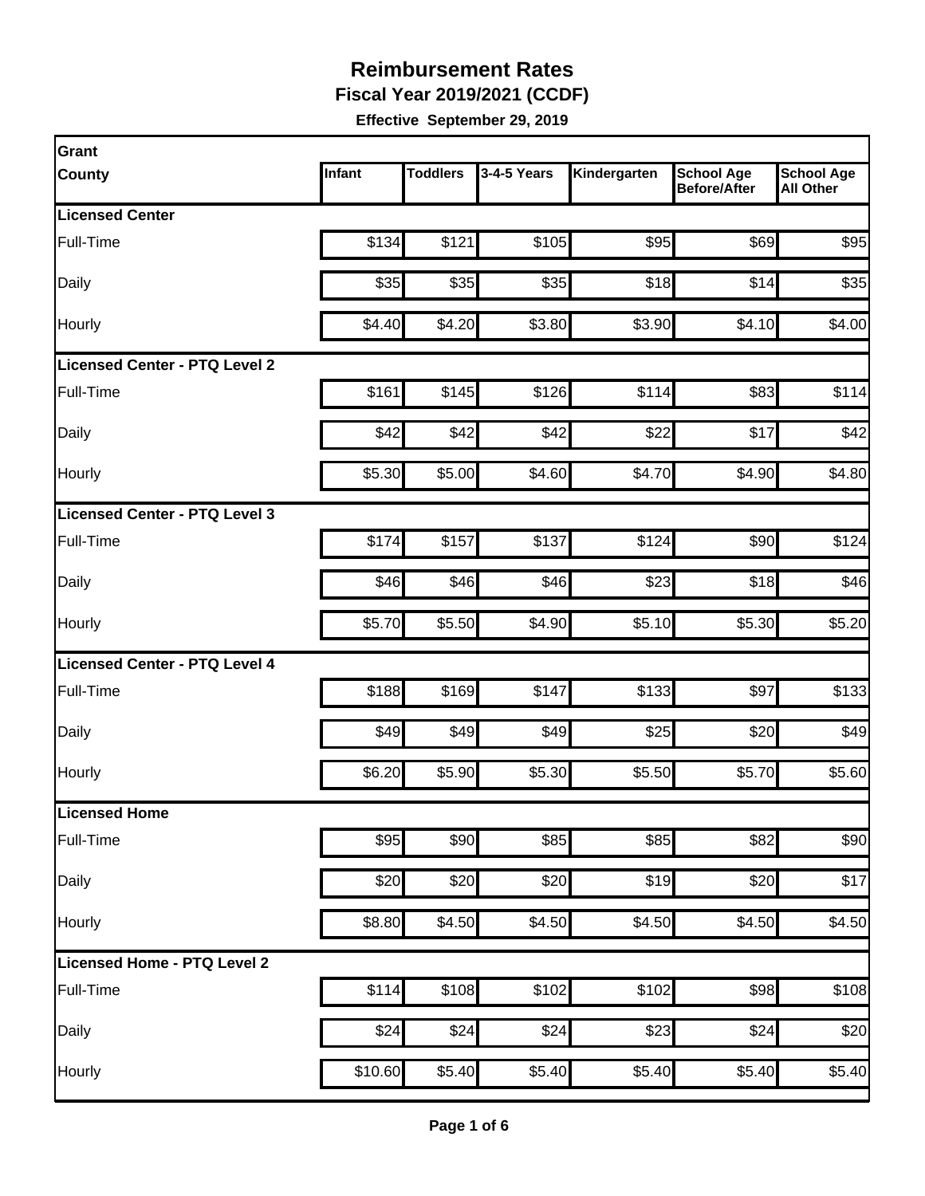# Reimbursement Rates

**Fiscal Year 2019/2021 (CCDF)**

**Effective September 29, 2019**

| Grant<br>County | Infant | Toddlers | 3-4-5 Years | Kindergarten | School Age Before/After | School Age All Other |
|---|---|---|---|---|---|---|
| **Licensed Center** | | | | | | |
| Full-Time | $134 | $121 | $105 | $95 | $69 | $95 |
| Daily | $35 | $35 | $35 | $18 | $14 | $35 |
| Hourly | $4.40 | $4.20 | $3.80 | $3.90 | $4.10 | $4.00 |
| **Licensed Center - PTQ Level 2** | | | | | | |
| Full-Time | $161 | $145 | $126 | $114 | $83 | $114 |
| Daily | $42 | $42 | $42 | $22 | $17 | $42 |
| Hourly | $5.30 | $5.00 | $4.60 | $4.70 | $4.90 | $4.80 |
| **Licensed Center - PTQ Level 3** | | | | | | |
| Full-Time | $174 | $157 | $137 | $124 | $90 | $124 |
| Daily | $46 | $46 | $46 | $23 | $18 | $46 |
| Hourly | $5.70 | $5.50 | $4.90 | $5.10 | $5.30 | $5.20 |
| **Licensed Center - PTQ Level 4** | | | | | | |
| Full-Time | $188 | $169 | $147 | $133 | $97 | $133 |
| Daily | $49 | $49 | $49 | $25 | $20 | $49 |
| Hourly | $6.20 | $5.90 | $5.30 | $5.50 | $5.70 | $5.60 |
| **Licensed Home** | | | | | | |
| Full-Time | $95 | $90 | $85 | $85 | $82 | $90 |
| Daily | $20 | $20 | $20 | $19 | $20 | $17 |
| Hourly | $8.80 | $4.50 | $4.50 | $4.50 | $4.50 | $4.50 |
| **Licensed Home - PTQ Level 2** | | | | | | |
| Full-Time | $114 | $108 | $102 | $102 | $98 | $108 |
| Daily | $24 | $24 | $24 | $23 | $24 | $20 |
| Hourly | $10.60 | $5.40 | $5.40 | $5.40 | $5.40 | $5.40 |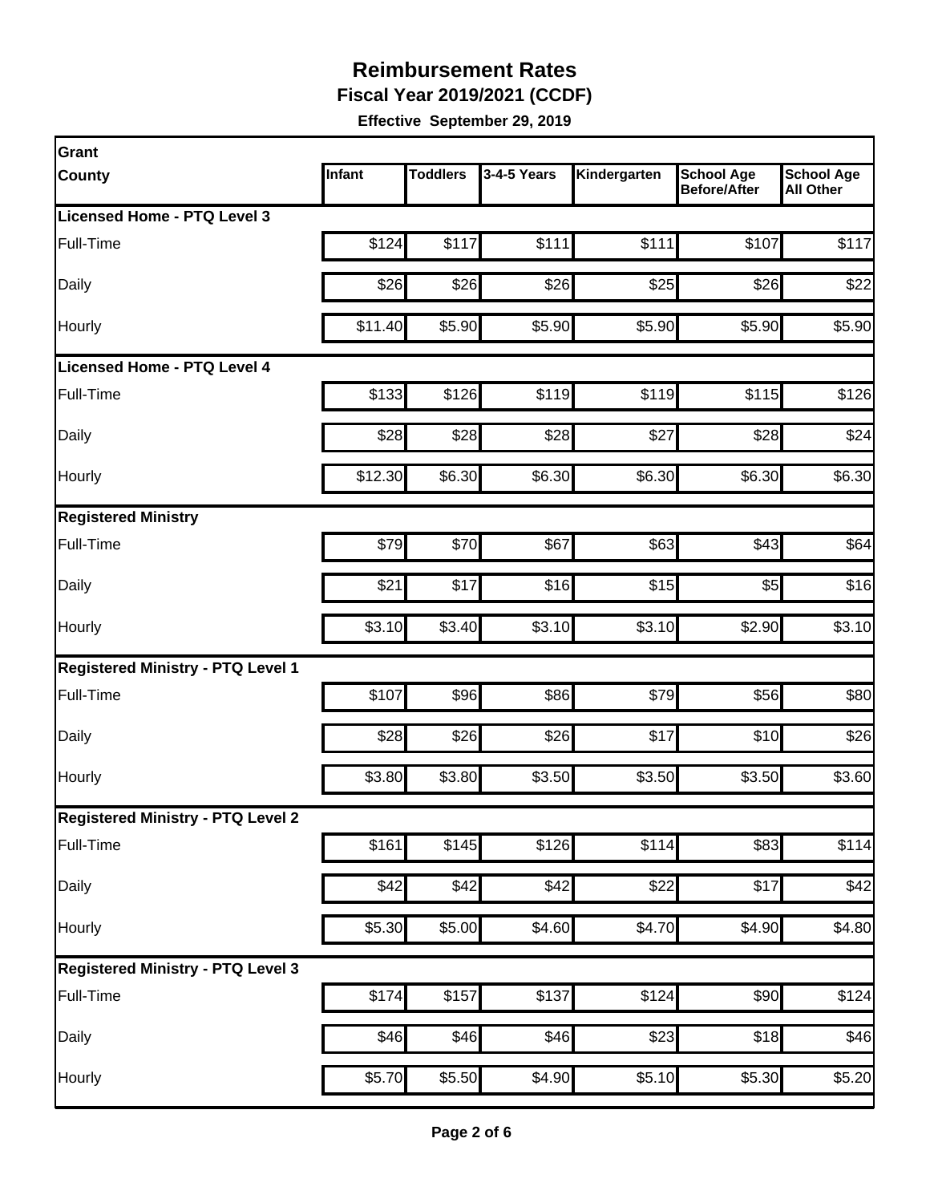# Reimbursement Rates

**Fiscal Year 2019/2021 (CCDF)**

**Effective September 29, 2019**

| Grant County | Infant | Toddlers | 3-4-5 Years | Kindergarten | School Age Before/After | School Age All Other |
|---|---|---|---|---|---|---|
| **Licensed Home - PTQ Level 3** | | | | | | |
| Full-Time | $124 | $117 | $111 | $111 | $107 | $117 |
| Daily | $26 | $26 | $26 | $25 | $26 | $22 |
| Hourly | $11.40 | $5.90 | $5.90 | $5.90 | $5.90 | $5.90 |
| **Licensed Home - PTQ Level 4** | | | | | | |
| Full-Time | $133 | $126 | $119 | $119 | $115 | $126 |
| Daily | $28 | $28 | $28 | $27 | $28 | $24 |
| Hourly | $12.30 | $6.30 | $6.30 | $6.30 | $6.30 | $6.30 |
| **Registered Ministry** | | | | | | |
| Full-Time | $79 | $70 | $67 | $63 | $43 | $64 |
| Daily | $21 | $17 | $16 | $15 | $5 | $16 |
| Hourly | $3.10 | $3.40 | $3.10 | $3.10 | $2.90 | $3.10 |
| **Registered Ministry - PTQ Level 1** | | | | | | |
| Full-Time | $107 | $96 | $86 | $79 | $56 | $80 |
| Daily | $28 | $26 | $26 | $17 | $10 | $26 |
| Hourly | $3.80 | $3.80 | $3.50 | $3.50 | $3.50 | $3.60 |
| **Registered Ministry - PTQ Level 2** | | | | | | |
| Full-Time | $161 | $145 | $126 | $114 | $83 | $114 |
| Daily | $42 | $42 | $42 | $22 | $17 | $42 |
| Hourly | $5.30 | $5.00 | $4.60 | $4.70 | $4.90 | $4.80 |
| **Registered Ministry - PTQ Level 3** | | | | | | |
| Full-Time | $174 | $157 | $137 | $124 | $90 | $124 |
| Daily | $46 | $46 | $46 | $23 | $18 | $46 |
| Hourly | $5.70 | $5.50 | $4.90 | $5.10 | $5.30 | $5.20 |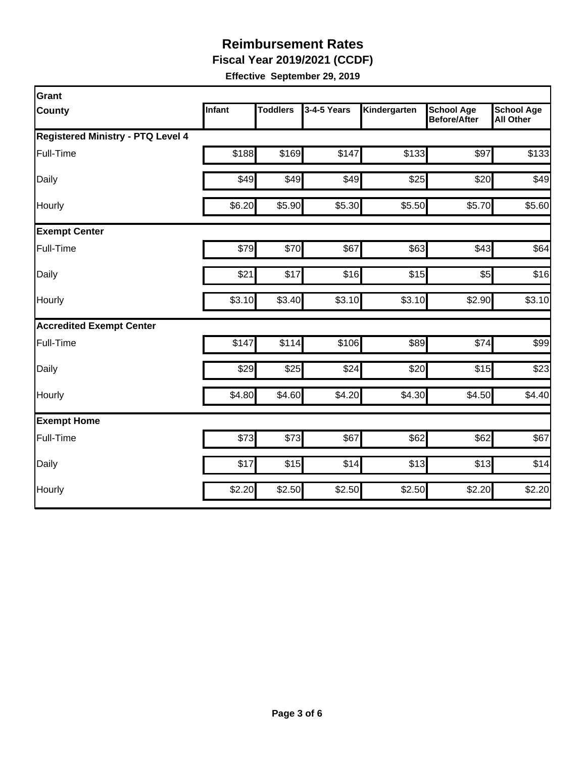# Reimbursement Rates

**Fiscal Year 2019/2021 (CCDF)**

**Effective September 29, 2019**

| Grant<br>County | Infant | Toddlers | 3-4-5 Years | Kindergarten | School Age Before/After | School Age All Other |
|---|---|---|---|---|---|---|
| **Registered Ministry - PTQ Level 4** | | | | | | |
| Full-Time | $188 | $169 | $147 | $133 | $97 | $133 |
| Daily | $49 | $49 | $49 | $25 | $20 | $49 |
| Hourly | $6.20 | $5.90 | $5.30 | $5.50 | $5.70 | $5.60 |
| **Exempt Center** | | | | | | |
| Full-Time | $79 | $70 | $67 | $63 | $43 | $64 |
| Daily | $21 | $17 | $16 | $15 | $5 | $16 |
| Hourly | $3.10 | $3.40 | $3.10 | $3.10 | $2.90 | $3.10 |
| **Accredited Exempt Center** | | | | | | |
| Full-Time | $147 | $114 | $106 | $89 | $74 | $99 |
| Daily | $29 | $25 | $24 | $20 | $15 | $23 |
| Hourly | $4.80 | $4.60 | $4.20 | $4.30 | $4.50 | $4.40 |
| **Exempt Home** | | | | | | |
| Full-Time | $73 | $73 | $67 | $62 | $62 | $67 |
| Daily | $17 | $15 | $14 | $13 | $13 | $14 |
| Hourly | $2.20 | $2.50 | $2.50 | $2.50 | $2.20 | $2.20 |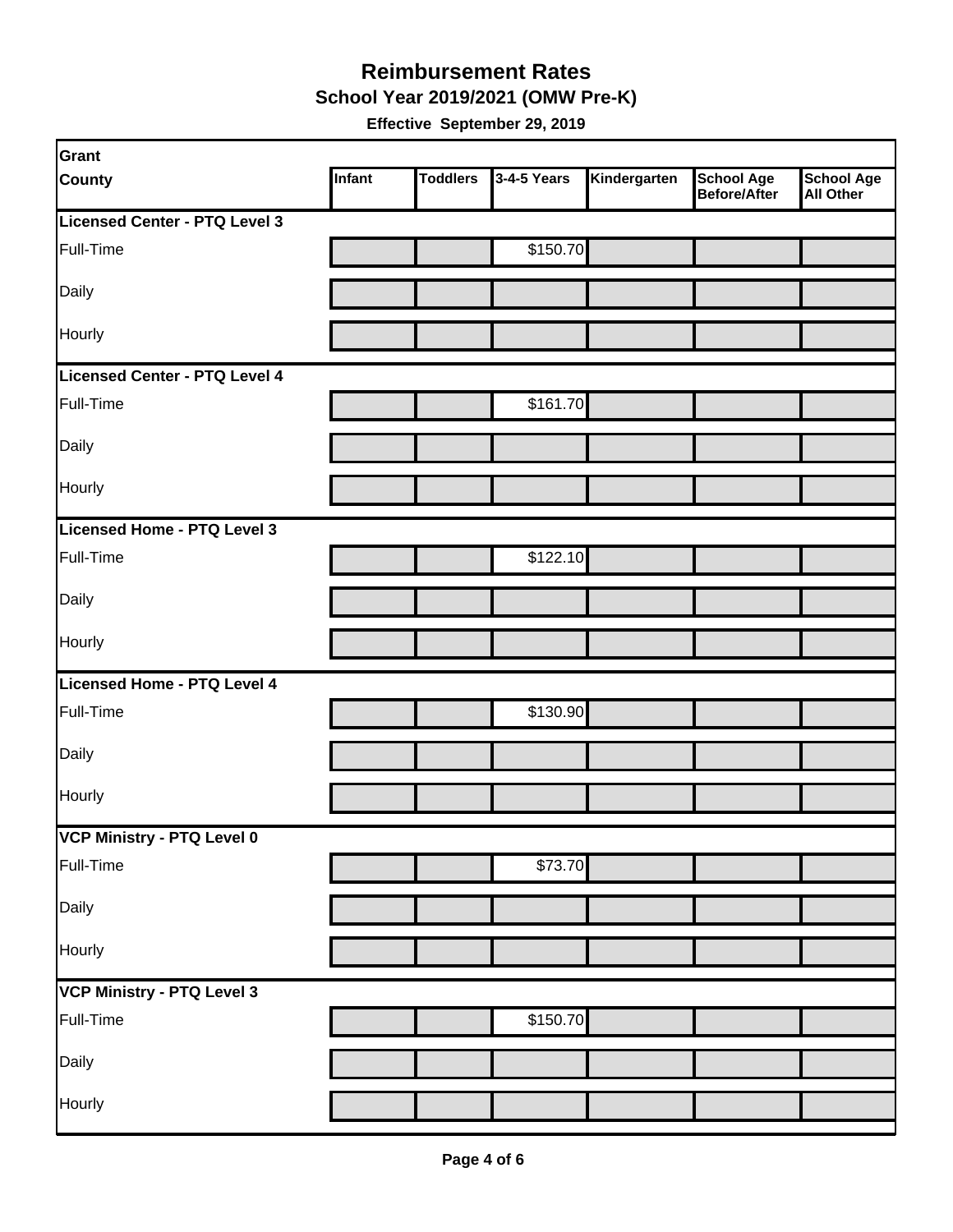# Reimbursement Rates

## School Year 2019/2021 (OMW Pre-K)

**Effective September 29, 2019**

| Grant<br>County | Infant | Toddlers | 3-4-5 Years | Kindergarten | School Age Before/After | School Age All Other |
|---|---|---|---|---|---|---|
| **Licensed Center - PTQ Level 3** | | | | | | |
| Full-Time | | | $150.70 | | | |
| Daily | | | | | | |
| Hourly | | | | | | |
| **Licensed Center - PTQ Level 4** | | | | | | |
| Full-Time | | | $161.70 | | | |
| Daily | | | | | | |
| Hourly | | | | | | |
| **Licensed Home - PTQ Level 3** | | | | | | |
| Full-Time | | | $122.10 | | | |
| Daily | | | | | | |
| Hourly | | | | | | |
| **Licensed Home - PTQ Level 4** | | | | | | |
| Full-Time | | | $130.90 | | | |
| Daily | | | | | | |
| Hourly | | | | | | |
| **VCP Ministry - PTQ Level 0** | | | | | | |
| Full-Time | | | $73.70 | | | |
| Daily | | | | | | |
| Hourly | | | | | | |
| **VCP Ministry - PTQ Level 3** | | | | | | |
| Full-Time | | | $150.70 | | | |
| Daily | | | | | | |
| Hourly | | | | | | |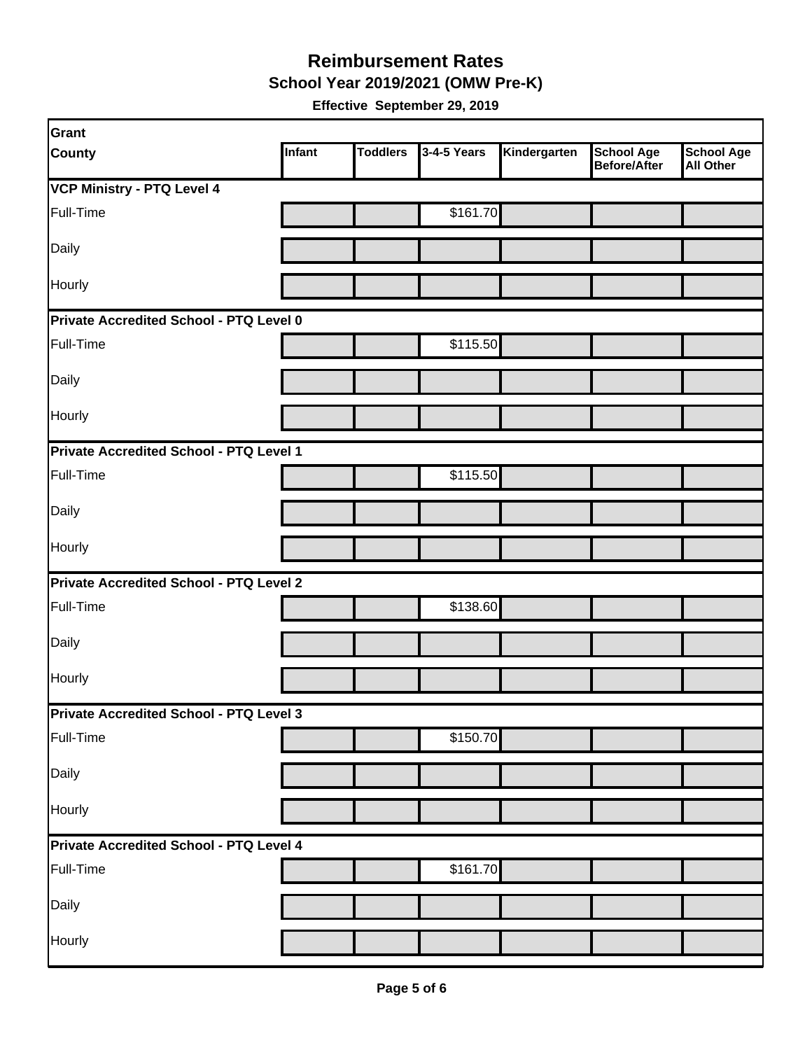# Reimbursement Rates

## School Year 2019/2021 (OMW Pre-K)

**Effective September 29, 2019**

| Grant<br>County | Infant | Toddlers | 3-4-5 Years | Kindergarten | School Age Before/After | School Age All Other |
|---|---|---|---|---|---|---|
| **VCP Ministry - PTQ Level 4** | | | | | | |
| Full-Time | | | $161.70 | | | |
| Daily | | | | | | |
| Hourly | | | | | | |
| **Private Accredited School - PTQ Level 0** | | | | | | |
| Full-Time | | | $115.50 | | | |
| Daily | | | | | | |
| Hourly | | | | | | |
| **Private Accredited School - PTQ Level 1** | | | | | | |
| Full-Time | | | $115.50 | | | |
| Daily | | | | | | |
| Hourly | | | | | | |
| **Private Accredited School - PTQ Level 2** | | | | | | |
| Full-Time | | | $138.60 | | | |
| Daily | | | | | | |
| Hourly | | | | | | |
| **Private Accredited School - PTQ Level 3** | | | | | | |
| Full-Time | | | $150.70 | | | |
| Daily | | | | | | |
| Hourly | | | | | | |
| **Private Accredited School - PTQ Level 4** | | | | | | |
| Full-Time | | | $161.70 | | | |
| Daily | | | | | | |
| Hourly | | | | | | |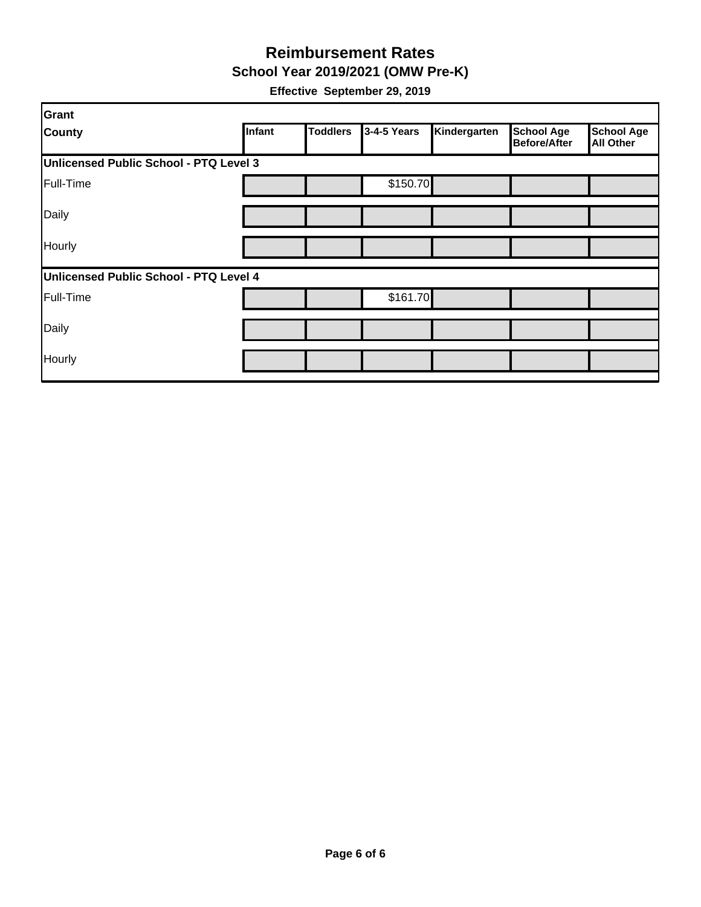# Reimbursement Rates

## School Year 2019/2021 (OMW Pre-K)

**Effective September 29, 2019**

| Grant<br>County | Infant | Toddlers | 3-4-5 Years | Kindergarten | School Age Before/After | School Age All Other |
|---|---|---|---|---|---|---|
| **Unlicensed Public School - PTQ Level 3** | | | | | | |
| Full-Time | | | $150.70 | | | |
| Daily | | | | | | |
| Hourly | | | | | | |
| **Unlicensed Public School - PTQ Level 4** | | | | | | |
| Full-Time | | | $161.70 | | | |
| Daily | | | | | | |
| Hourly | | | | | | |